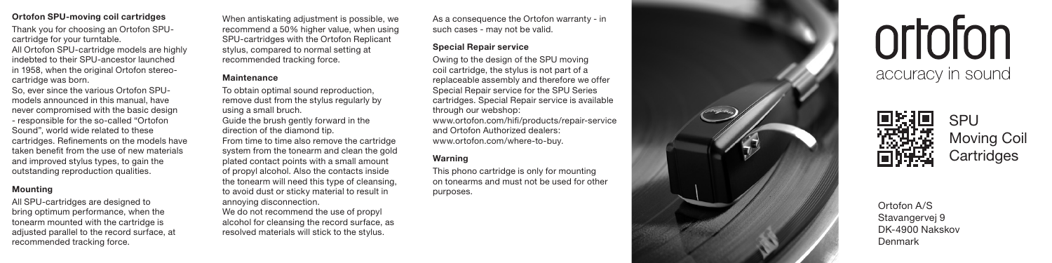## Ortofon SPU-moving coil cartridges

Thank you for choosing an Ortofon SPU-cartridge for your turntable.
All Ortofon SPU-cartridge models are highly indebted to their SPU-ancestor launched in 1958, when the original Ortofon stereo-cartridge was born.
So, ever since the various Ortofon SPU-models announced in this manual, have never compromised with the basic design - responsible for the so-called "Ortofon Sound", world wide related to these cartridges. Refinements on the models have taken benefit from the use of new materials and improved stylus types, to gain the outstanding reproduction qualities.

### Mounting

All SPU-cartridges are designed to bring optimum performance, when the tonearm mounted with the cartridge is adjusted parallel to the record surface, at recommended tracking force.

When antiskating adjustment is possible, we recommend a 50% higher value, when using SPU-cartridges with the Ortofon Replicant stylus, compared to normal setting at recommended tracking force.

### Maintenance

To obtain optimal sound reproduction, remove dust from the stylus regularly by using a small bruch.
Guide the brush gently forward in the direction of the diamond tip.
From time to time also remove the cartridge system from the tonearm and clean the gold plated contact points with a small amount of propyl alcohol. Also the contacts inside the tonearm will need this type of cleansing, to avoid dust or sticky material to result in annoying disconnection.
We do not recommend the use of propyl alcohol for cleansing the record surface, as resolved materials will stick to the stylus.

As a consequence the Ortofon warranty - in such cases - may not be valid.

### Special Repair service

Owing to the design of the SPU moving coil cartridge, the stylus is not part of a replaceable assembly and therefore we offer Special Repair service for the SPU Series cartridges. Special Repair service is available through our webshop:
www.ortofon.com/hifi/products/repair-service and Ortofon Authorized dealers:
www.ortofon.com/where-to-buy.

### Warning

This phono cartridge is only for mounting on tonearms and must not be used for other purposes.

# ortofon

accuracy in sound

## SPU Moving Coil Cartridges

Ortofon A/S
Stavangervej 9
DK-4900 Nakskov
Denmark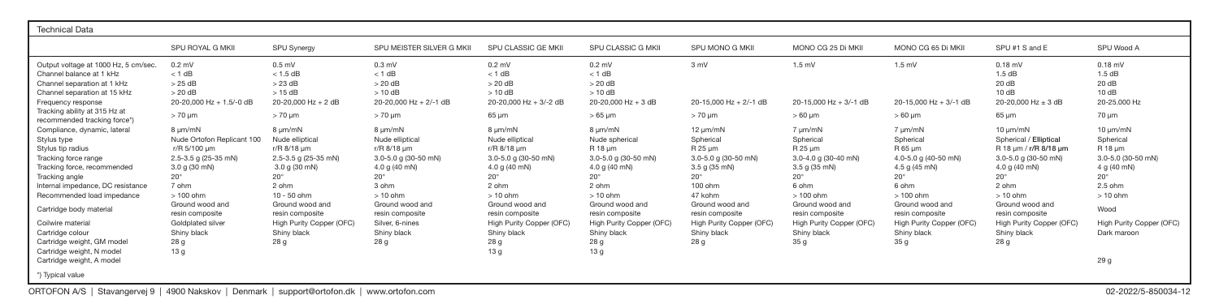Technical Data

| | SPU ROYAL G MKII | SPU Synergy | SPU MEISTER SILVER G MKII | SPU CLASSIC GE MKII | SPU CLASSIC G MKII | SPU MONO G MKII | MONO CG 25 Di MKII | MONO CG 65 Di MKII | SPU #1 S and E | SPU Wood A |
|---|---|---|---|---|---|---|---|---|---|---|
| Output voltage at 1000 Hz, 5 cm/sec. | 0.2 mV | 0.5 mV | 0.3 mV | 0.2 mV | 0.2 mV | 3 mV | 1.5 mV | 1.5 mV | 0.18 mV | 0.18 mV |
| Channel balance at 1 kHz | < 1 dB | < 1.5 dB | < 1 dB | < 1 dB | < 1 dB | | | | 1.5 dB | 1.5 dB |
| Channel separation at 1 kHz | > 25 dB | > 23 dB | > 20 dB | > 20 dB | > 20 dB | | | | 20 dB | 20 dB |
| Channel separation at 15 kHz | > 20 dB | > 15 dB | > 10 dB | > 10 dB | > 10 dB | | | | 10 dB | 10 dB |
| Frequency response | 20-20,000 Hz + 1.5/-0 dB | 20-20,000 Hz + 2 dB | 20-20,000 Hz + 2/-1 dB | 20-20,000 Hz + 3/-2 dB | 20-20,000 Hz + 3 dB | 20-15,000 Hz + 2/-1 dB | 20-15,000 Hz + 3/-1 dB | 20-15,000 Hz + 3/-1 dB | 20-20,000 Hz ± 3 dB | 20-25.000 Hz |
| Tracking ability at 315 Hz at recommended tracking force*) | > 70 µm | > 70 µm | > 70 µm | 65 µm | > 65 µm | > 70 µm | > 60 µm | > 60 µm | 65 µm | 70 µm |
| Compliance, dynamic, lateral | 8 µm/mN | 8 µm/mN | 8 µm/mN | 8 µm/mN | 8 µm/mN | 12 µm/mN | 7 µm/mN | 7 µm/mN | 10 µm/mN | 10 µm/mN |
| Stylus type | Nude Ortofon Replicant 100 | Nude elliptical | Nude elliptical | Nude elliptical | Nude spherical | Spherical | Spherical | Spherical | Spherical / **Elliptical** | Spherical |
| Stylus tip radius | r/R 5/100 µm | r/R 8/18 µm | r/R 8/18 µm | r/R 8/18 µm | R 18 µm | R 25 µm | R 25 µm | R 65 µm | R 18 µm / **r/R 8/18 µm** | R 18 µm |
| Tracking force range | 2.5-3.5 g (25-35 mN) | 2.5-3.5 g (25-35 mN) | 3.0-5.0 g (30-50 mN) | 3.0-5.0 g (30-50 mN) | 3.0-5.0 g (30-50 mN) | 3.0-5.0 g (30-50 mN) | 3.0-4.0 g (30-40 mN) | 4.0-5.0 g (40-50 mN) | 3.0-5.0 g (30-50 mN) | 3.0-5.0 g (30-50 mN) |
| Tracking force, recommended | 3.0 g (30 mN) | 3.0 g (30 mN) | 4.0 g (40 mN) | 4.0 g (40 mN) | 4.0 g (40 mN) | 3.5 g (35 mN) | 3.5 g (35 mN) | 4.5 g (45 mN) | 4.0 g (40 mN) | 4 g (40 mN) |
| Tracking angle | 20° | 20° | 20° | 20° | 20° | 20° | 20° | 20° | 20° | 20° |
| Internal impedance, DC resistance | 7 ohm | 2 ohm | 3 ohm | 2 ohm | 2 ohm | 100 ohm | 6 ohm | 6 ohm | 2 ohm | 2.5 ohm |
| Recommended load impedance | > 100 ohm | 10 - 50 ohm | > 10 ohm | > 10 ohm | > 10 ohm | 47 kohm | > 100 ohm | > 100 ohm | > 10 ohm | > 10 ohm |
| Cartridge body material | Ground wood and resin composite | Ground wood and resin composite | Ground wood and resin composite | Ground wood and resin composite | Ground wood and resin composite | Ground wood and resin composite | Ground wood and resin composite | Ground wood and resin composite | Ground wood and resin composite | Wood |
| Coilwire material | Goldplated silver | High Purity Copper (OFC) | Silver, 6-nines | High Purity Copper (OFC) | High Purity Copper (OFC) | High Purity Copper (OFC) | High Purity Copper (OFC) | High Purity Copper (OFC) | High Purity Copper (OFC) | High Purity Copper (OFC) |
| Cartridge colour | Shiny black | Shiny black | Shiny black | Shiny black | Shiny black | Shiny black | Shiny black | Shiny black | Shiny black | Dark maroon |
| Cartridge weight, GM model | 28 g | 28 g | 28 g | 28 g | 28 g | 28 g | 35 g | 35 g | 28 g | |
| Cartridge weight, N model | 13 g | | | 13 g | 13 g | | | | | |
| Cartridge weight, A model | | | | | | | | | | 29 g |

*) Typical value

ORTOFON A/S | Stavangervej 9 | 4900 Nakskov | Denmark | support@ortofon.dk | www.ortofon.com

02-2022/5-850034-12